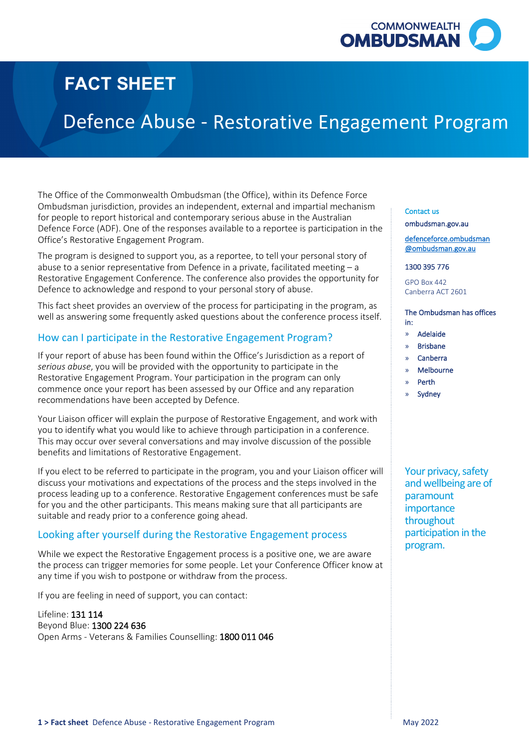# FACT SHEET

# Defence Abuse - Restorative Engagement Program

The Office of the Commonwealth Ombudsman (the Office), within its Defence Force Ombudsman jurisdiction, provides an independent, external and impartial mechanism for people to report historical and contemporary serious abuse in the Australian Defence Force (ADF). One of the responses available to a reportee is participation in the Office's Restorative Engagement Program.

The program is designed to support you, as a reportee, to tell your personal story of abuse to a senior representative from Defence in a private, facilitated meeting – a Restorative Engagement Conference. The conference also provides the opportunity for Defence to acknowledge and respond to your personal story of abuse.

This fact sheet provides an overview of the process for participating in the program, as well as answering some frequently asked questions about the conference process itself.

## How can I participate in the Restorative Engagement Program?

If your report of abuse has been found within the Office's Jurisdiction as a report of *serious abuse*, you will be provided with the opportunity to participate in the Restorative Engagement Program. Your participation in the program can only commence once your report has been assessed by our Office and any reparation recommendations have been accepted by Defence.

Your Liaison officer will explain the purpose of Restorative Engagement, and work with you to identify what you would like to achieve through participation in a conference. This may occur over several conversations and may involve discussion of the possible benefits and limitations of Restorative Engagement.

If you elect to be referred to participate in the program, you and your Liaison officer will discuss your motivations and expectations of the process and the steps involved in the process leading up to a conference. Restorative Engagement conferences must be safe for you and the other participants. This means making sure that all participants are suitable and ready prior to a conference going ahead.

## Looking after yourself during the Restorative Engagement process

While we expect the Restorative Engagement process is a positive one, we are aware the process can trigger memories for some people. Let your Conference Officer know at any time if you wish to postpone or withdraw from the process.

If you are feeling in need of support, you can contact:

Lifeline: 131 114
Beyond Blue: 1300 224 636
Open Arms - Veterans & Families Counselling: 1800 011 046

**Contact us**

ombudsman.gov.au

defenceforce.ombudsman@ombudsman.gov.au

1300 395 776

GPO Box 442
Canberra ACT 2601

**The Ombudsman has offices in:**

- Adelaide
- Brisbane
- Canberra
- Melbourne
- Perth
- Sydney

Your privacy, safety and wellbeing are of paramount importance throughout participation in the program.

May 2022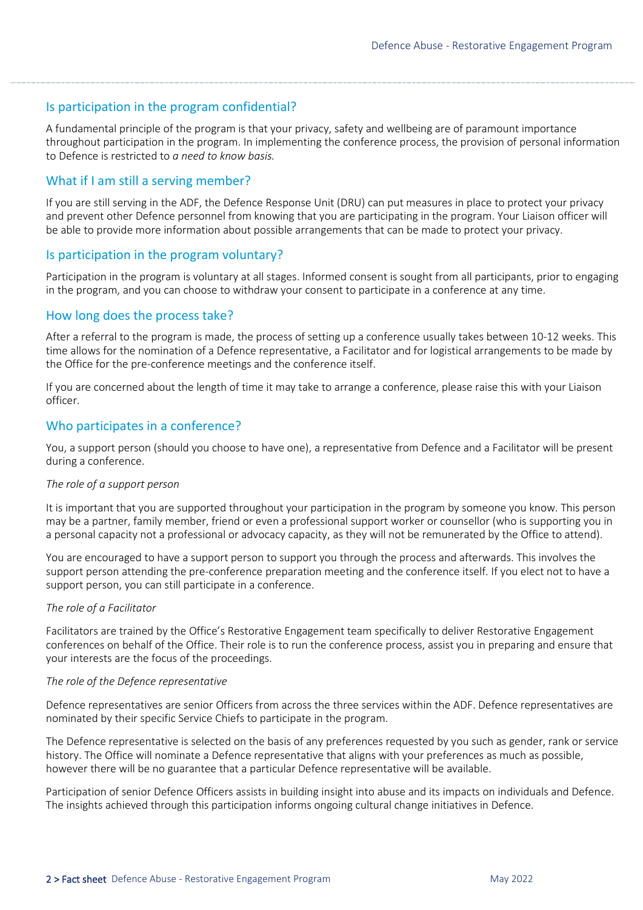## Is participation in the program confidential?

A fundamental principle of the program is that your privacy, safety and wellbeing are of paramount importance throughout participation in the program. In implementing the conference process, the provision of personal information to Defence is restricted to *a need to know basis.*

## What if I am still a serving member?

If you are still serving in the ADF, the Defence Response Unit (DRU) can put measures in place to protect your privacy and prevent other Defence personnel from knowing that you are participating in the program. Your Liaison officer will be able to provide more information about possible arrangements that can be made to protect your privacy.

## Is participation in the program voluntary?

Participation in the program is voluntary at all stages. Informed consent is sought from all participants, prior to engaging in the program, and you can choose to withdraw your consent to participate in a conference at any time.

## How long does the process take?

After a referral to the program is made, the process of setting up a conference usually takes between 10-12 weeks. This time allows for the nomination of a Defence representative, a Facilitator and for logistical arrangements to be made by the Office for the pre-conference meetings and the conference itself.

If you are concerned about the length of time it may take to arrange a conference, please raise this with your Liaison officer.

## Who participates in a conference?

You, a support person (should you choose to have one), a representative from Defence and a Facilitator will be present during a conference.

*The role of a support person*

It is important that you are supported throughout your participation in the program by someone you know. This person may be a partner, family member, friend or even a professional support worker or counsellor (who is supporting you in a personal capacity not a professional or advocacy capacity, as they will not be remunerated by the Office to attend).

You are encouraged to have a support person to support you through the process and afterwards. This involves the support person attending the pre-conference preparation meeting and the conference itself. If you elect not to have a support person, you can still participate in a conference.

*The role of a Facilitator*

Facilitators are trained by the Office's Restorative Engagement team specifically to deliver Restorative Engagement conferences on behalf of the Office. Their role is to run the conference process, assist you in preparing and ensure that your interests are the focus of the proceedings.

*The role of the Defence representative*

Defence representatives are senior Officers from across the three services within the ADF. Defence representatives are nominated by their specific Service Chiefs to participate in the program.

The Defence representative is selected on the basis of any preferences requested by you such as gender, rank or service history. The Office will nominate a Defence representative that aligns with your preferences as much as possible, however there will be no guarantee that a particular Defence representative will be available.

Participation of senior Defence Officers assists in building insight into abuse and its impacts on individuals and Defence. The insights achieved through this participation informs ongoing cultural change initiatives in Defence.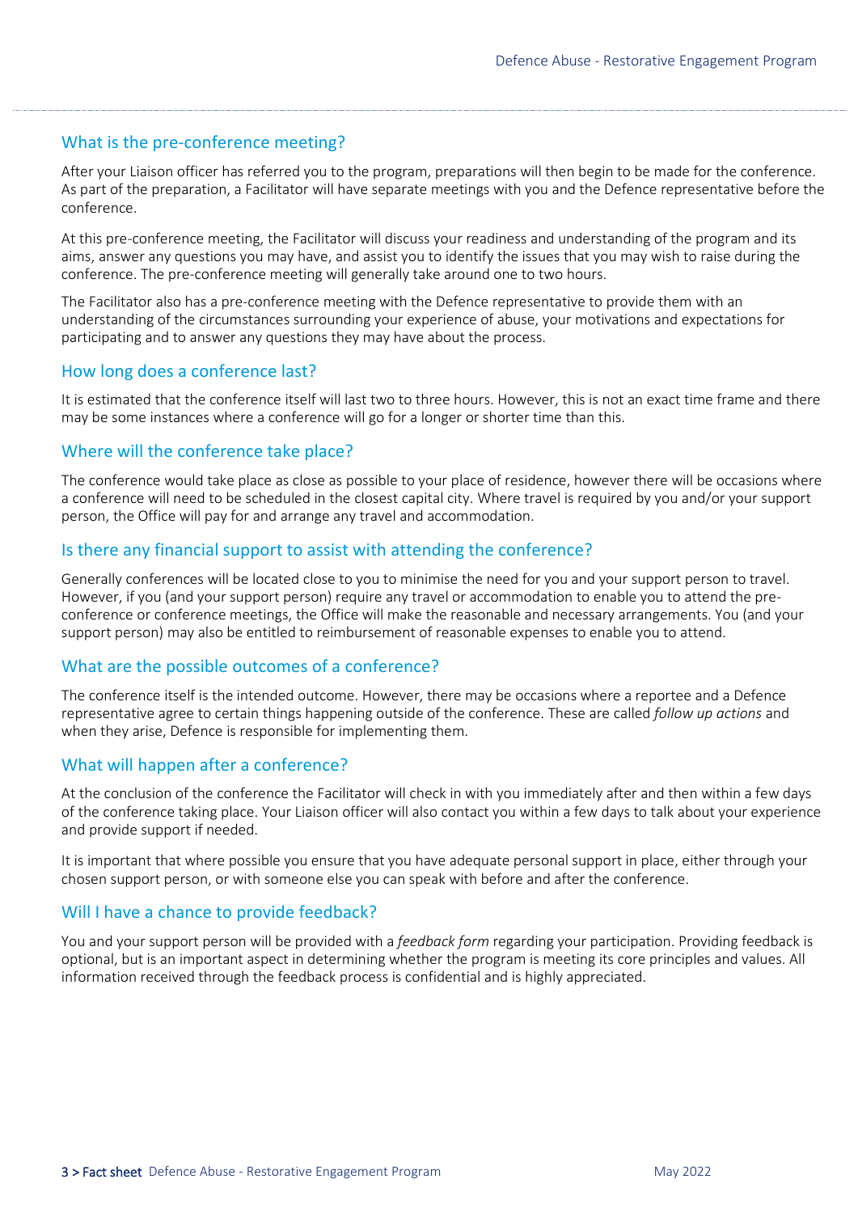## What is the pre-conference meeting?

After your Liaison officer has referred you to the program, preparations will then begin to be made for the conference. As part of the preparation, a Facilitator will have separate meetings with you and the Defence representative before the conference.

At this pre-conference meeting, the Facilitator will discuss your readiness and understanding of the program and its aims, answer any questions you may have, and assist you to identify the issues that you may wish to raise during the conference. The pre-conference meeting will generally take around one to two hours.

The Facilitator also has a pre-conference meeting with the Defence representative to provide them with an understanding of the circumstances surrounding your experience of abuse, your motivations and expectations for participating and to answer any questions they may have about the process.

## How long does a conference last?

It is estimated that the conference itself will last two to three hours. However, this is not an exact time frame and there may be some instances where a conference will go for a longer or shorter time than this.

## Where will the conference take place?

The conference would take place as close as possible to your place of residence, however there will be occasions where a conference will need to be scheduled in the closest capital city. Where travel is required by you and/or your support person, the Office will pay for and arrange any travel and accommodation.

## Is there any financial support to assist with attending the conference?

Generally conferences will be located close to you to minimise the need for you and your support person to travel. However, if you (and your support person) require any travel or accommodation to enable you to attend the pre-conference or conference meetings, the Office will make the reasonable and necessary arrangements. You (and your support person) may also be entitled to reimbursement of reasonable expenses to enable you to attend.

## What are the possible outcomes of a conference?

The conference itself is the intended outcome. However, there may be occasions where a reportee and a Defence representative agree to certain things happening outside of the conference. These are called *follow up actions* and when they arise, Defence is responsible for implementing them.

## What will happen after a conference?

At the conclusion of the conference the Facilitator will check in with you immediately after and then within a few days of the conference taking place. Your Liaison officer will also contact you within a few days to talk about your experience and provide support if needed.

It is important that where possible you ensure that you have adequate personal support in place, either through your chosen support person, or with someone else you can speak with before and after the conference.

## Will I have a chance to provide feedback?

You and your support person will be provided with a *feedback form* regarding your participation. Providing feedback is optional, but is an important aspect in determining whether the program is meeting its core principles and values. All information received through the feedback process is confidential and is highly appreciated.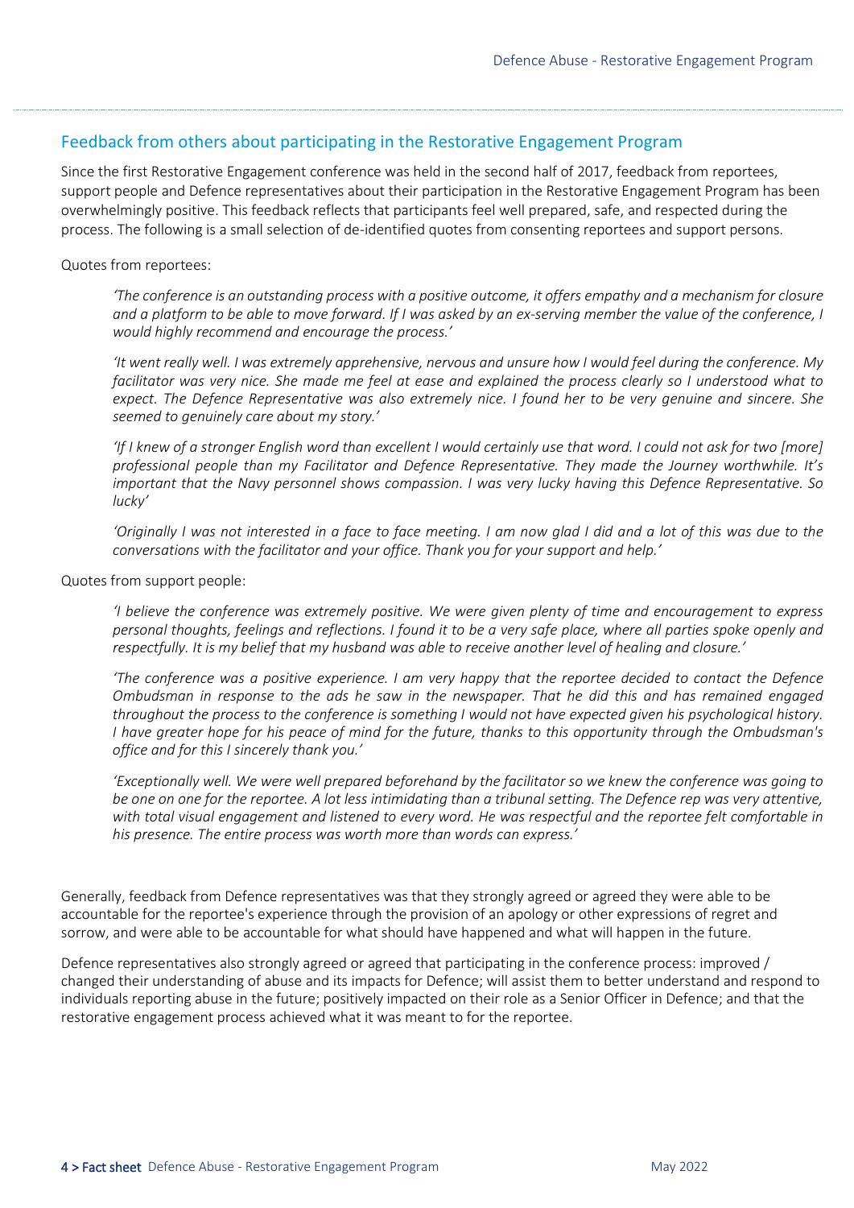## Feedback from others about participating in the Restorative Engagement Program

Since the first Restorative Engagement conference was held in the second half of 2017, feedback from reportees, support people and Defence representatives about their participation in the Restorative Engagement Program has been overwhelmingly positive. This feedback reflects that participants feel well prepared, safe, and respected during the process. The following is a small selection of de-identified quotes from consenting reportees and support persons.

Quotes from reportees:

> *'The conference is an outstanding process with a positive outcome, it offers empathy and a mechanism for closure and a platform to be able to move forward. If I was asked by an ex-serving member the value of the conference, I would highly recommend and encourage the process.'*

> *'It went really well. I was extremely apprehensive, nervous and unsure how I would feel during the conference. My facilitator was very nice. She made me feel at ease and explained the process clearly so I understood what to expect. The Defence Representative was also extremely nice. I found her to be very genuine and sincere. She seemed to genuinely care about my story.'*

> *'If I knew of a stronger English word than excellent I would certainly use that word. I could not ask for two [more] professional people than my Facilitator and Defence Representative. They made the Journey worthwhile. It's important that the Navy personnel shows compassion. I was very lucky having this Defence Representative. So lucky'*

> *'Originally I was not interested in a face to face meeting. I am now glad I did and a lot of this was due to the conversations with the facilitator and your office. Thank you for your support and help.'*

Quotes from support people:

> *'I believe the conference was extremely positive. We were given plenty of time and encouragement to express personal thoughts, feelings and reflections. I found it to be a very safe place, where all parties spoke openly and respectfully. It is my belief that my husband was able to receive another level of healing and closure.'*

> *'The conference was a positive experience. I am very happy that the reportee decided to contact the Defence Ombudsman in response to the ads he saw in the newspaper. That he did this and has remained engaged throughout the process to the conference is something I would not have expected given his psychological history. I have greater hope for his peace of mind for the future, thanks to this opportunity through the Ombudsman's office and for this I sincerely thank you.'*

> *'Exceptionally well. We were well prepared beforehand by the facilitator so we knew the conference was going to be one on one for the reportee. A lot less intimidating than a tribunal setting. The Defence rep was very attentive, with total visual engagement and listened to every word. He was respectful and the reportee felt comfortable in his presence. The entire process was worth more than words can express.'*

Generally, feedback from Defence representatives was that they strongly agreed or agreed they were able to be accountable for the reportee's experience through the provision of an apology or other expressions of regret and sorrow, and were able to be accountable for what should have happened and what will happen in the future.

Defence representatives also strongly agreed or agreed that participating in the conference process: improved / changed their understanding of abuse and its impacts for Defence; will assist them to better understand and respond to individuals reporting abuse in the future; positively impacted on their role as a Senior Officer in Defence; and that the restorative engagement process achieved what it was meant to for the reportee.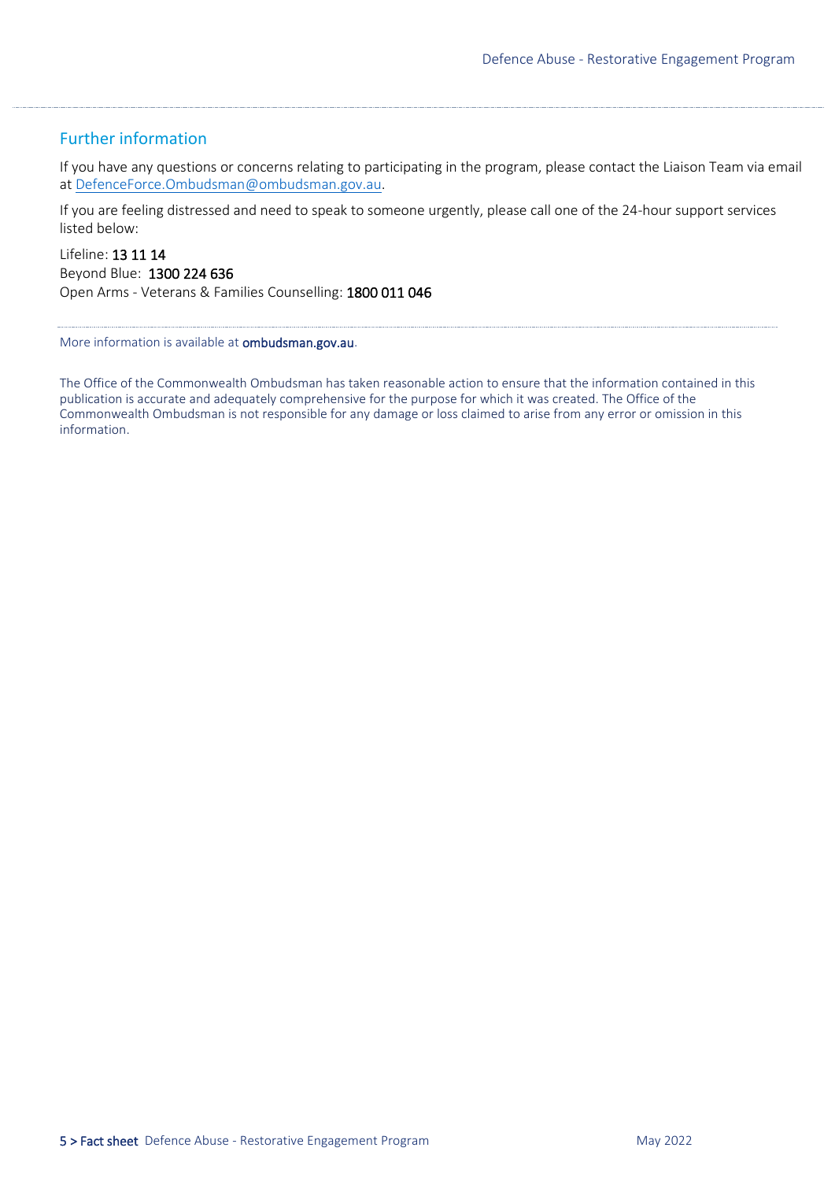## Further information

If you have any questions or concerns relating to participating in the program, please contact the Liaison Team via email at DefenceForce.Ombudsman@ombudsman.gov.au.

If you are feeling distressed and need to speak to someone urgently, please call one of the 24-hour support services listed below:

Lifeline: **13 11 14**
Beyond Blue: **1300 224 636**
Open Arms - Veterans & Families Counselling: **1800 011 046**

More information is available at **ombudsman.gov.au**.

The Office of the Commonwealth Ombudsman has taken reasonable action to ensure that the information contained in this publication is accurate and adequately comprehensive for the purpose for which it was created. The Office of the Commonwealth Ombudsman is not responsible for any damage or loss claimed to arise from any error or omission in this information.